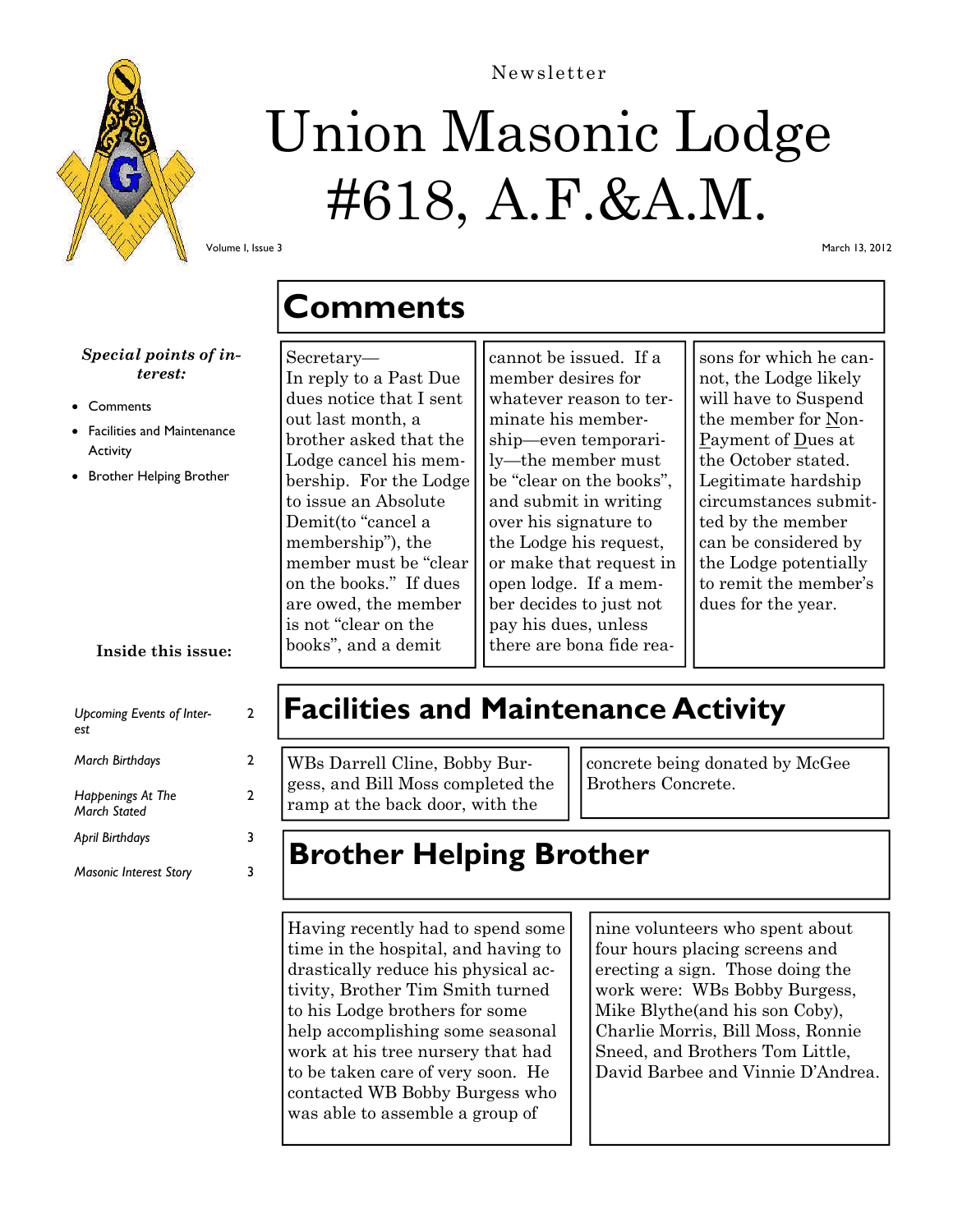Newsletter

# Union Masonic Lodge #618, A.F.&A.M.

Volume I, Issue 3

March 13, 2012

***Special points of interest:***

- Comments
- Facilities and Maintenance Activity
- Brother Helping Brother

**Inside this issue:**

| | |
|---|---|
| *Upcoming Events of Interest* | 2 |
| *March Birthdays* | 2 |
| *Happenings At The March Stated* | 2 |
| *April Birthdays* | 3 |
| *Masonic Interest Story* | 3 |

## Comments

Secretary—
In reply to a Past Due dues notice that I sent out last month, a brother asked that the Lodge cancel his membership. For the Lodge to issue an Absolute Demit(to "cancel a membership"), the member must be "clear on the books." If dues are owed, the member is not "clear on the books", and a demit cannot be issued. If a member desires for whatever reason to terminate his membership—even temporarily—the member must be "clear on the books", and submit in writing over his signature to the Lodge his request, or make that request in open lodge. If a member decides to just not pay his dues, unless there are bona fide reasons for which he cannot, the Lodge likely will have to Suspend the member for Non-Payment of Dues at the October stated. Legitimate hardship circumstances submitted by the member can be considered by the Lodge potentially to remit the member's dues for the year.

## Facilities and Maintenance Activity

WBs Darrell Cline, Bobby Burgess, and Bill Moss completed the ramp at the back door, with the concrete being donated by McGee Brothers Concrete.

## Brother Helping Brother

Having recently had to spend some time in the hospital, and having to drastically reduce his physical activity, Brother Tim Smith turned to his Lodge brothers for some help accomplishing some seasonal work at his tree nursery that had to be taken care of very soon. He contacted WB Bobby Burgess who was able to assemble a group of nine volunteers who spent about four hours placing screens and erecting a sign. Those doing the work were: WBs Bobby Burgess, Mike Blythe(and his son Coby), Charlie Morris, Bill Moss, Ronnie Sneed, and Brothers Tom Little, David Barbee and Vinnie D'Andrea.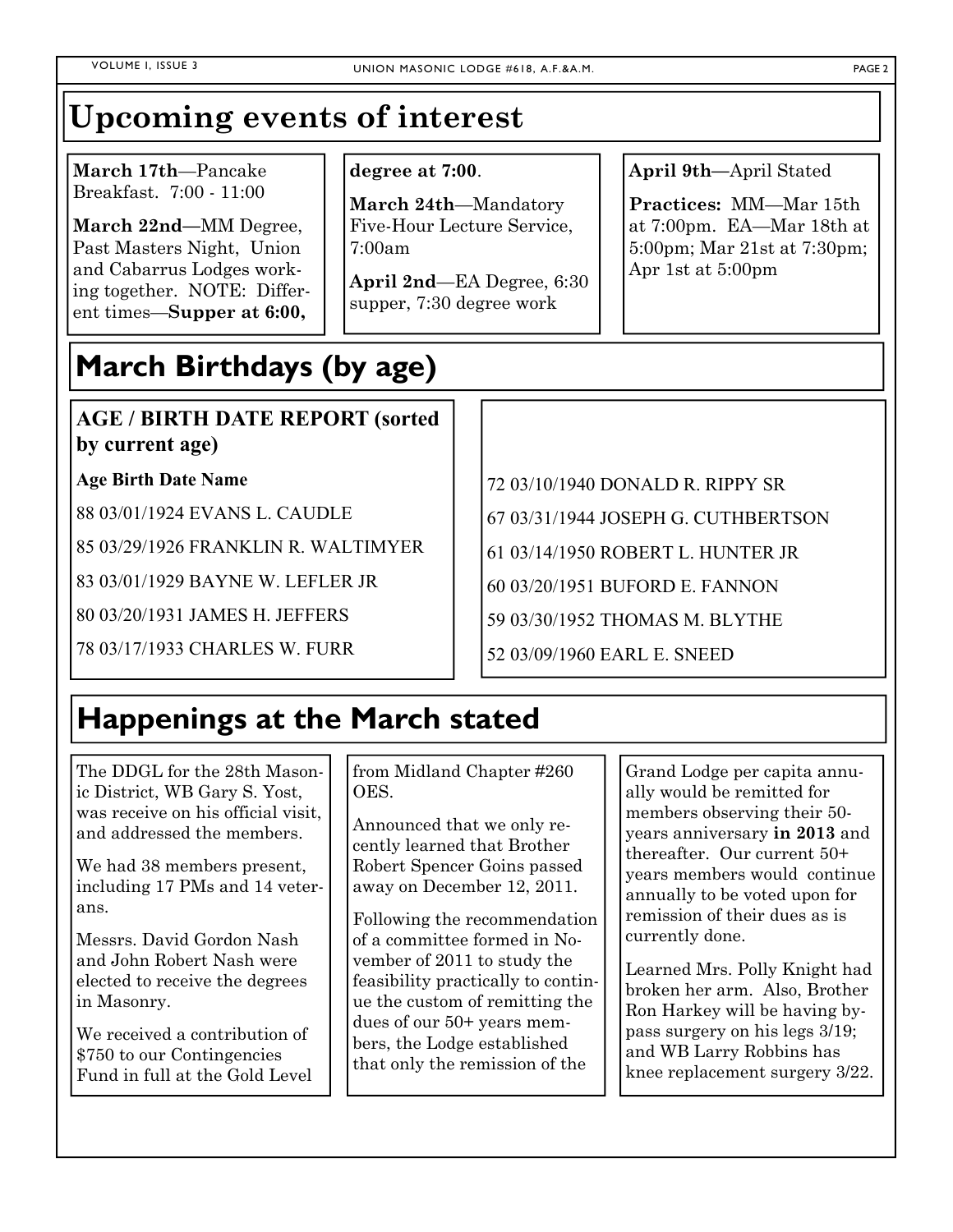# Upcoming events of interest

**March 17th**—Pancake Breakfast. 7:00 - 11:00

**March 22nd—**MM Degree, Past Masters Night, Union and Cabarrus Lodges working together. NOTE: Different times—**Supper at 6:00, degree at 7:00**.

**March 24th**—Mandatory Five-Hour Lecture Service, 7:00am

**April 2nd**—EA Degree, 6:30 supper, 7:30 degree work

**April 9th—**April Stated

**Practices:** MM—Mar 15th at 7:00pm. EA—Mar 18th at 5:00pm; Mar 21st at 7:30pm; Apr 1st at 5:00pm

# March Birthdays (by age)

**AGE / BIRTH DATE REPORT (sorted by current age)**

**Age Birth Date Name**

88 03/01/1924 EVANS L. CAUDLE

85 03/29/1926 FRANKLIN R. WALTIMYER

83 03/01/1929 BAYNE W. LEFLER JR

80 03/20/1931 JAMES H. JEFFERS

78 03/17/1933 CHARLES W. FURR

72 03/10/1940 DONALD R. RIPPY SR

67 03/31/1944 JOSEPH G. CUTHBERTSON

61 03/14/1950 ROBERT L. HUNTER JR

60 03/20/1951 BUFORD E. FANNON

59 03/30/1952 THOMAS M. BLYTHE

52 03/09/1960 EARL E. SNEED

# Happenings at the March stated

The DDGL for the 28th Masonic District, WB Gary S. Yost, was receive on his official visit, and addressed the members.

We had 38 members present, including 17 PMs and 14 veterans.

Messrs. David Gordon Nash and John Robert Nash were elected to receive the degrees in Masonry.

We received a contribution of $750 to our Contingencies Fund in full at the Gold Level from Midland Chapter #260 OES.

Announced that we only recently learned that Brother Robert Spencer Goins passed away on December 12, 2011.

Following the recommendation of a committee formed in November of 2011 to study the feasibility practically to continue the custom of remitting the dues of our 50+ years members, the Lodge established that only the remission of the Grand Lodge per capita annually would be remitted for members observing their 50-years anniversary **in 2013** and thereafter. Our current 50+ years members would continue annually to be voted upon for remission of their dues as is currently done.

Learned Mrs. Polly Knight had broken her arm. Also, Brother Ron Harkey will be having bypass surgery on his legs 3/19; and WB Larry Robbins has knee replacement surgery 3/22.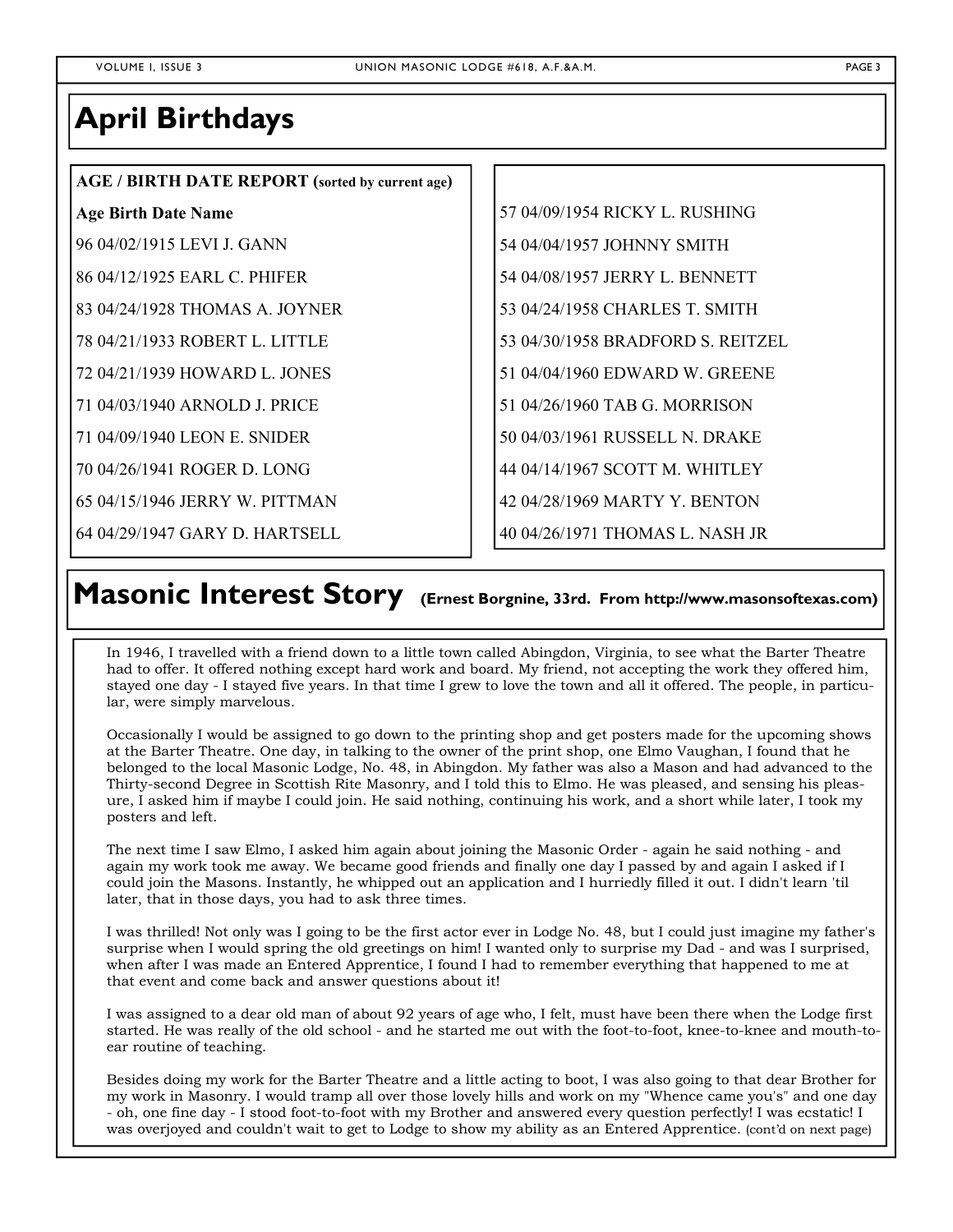# April Birthdays

**AGE / BIRTH DATE REPORT (sorted by current age)**

| Age | Birth Date | Name |
|---|---|---|
| 96 | 04/02/1915 | LEVI J. GANN |
| 86 | 04/12/1925 | EARL C. PHIFER |
| 83 | 04/24/1928 | THOMAS A. JOYNER |
| 78 | 04/21/1933 | ROBERT L. LITTLE |
| 72 | 04/21/1939 | HOWARD L. JONES |
| 71 | 04/03/1940 | ARNOLD J. PRICE |
| 71 | 04/09/1940 | LEON E. SNIDER |
| 70 | 04/26/1941 | ROGER D. LONG |
| 65 | 04/15/1946 | JERRY W. PITTMAN |
| 64 | 04/29/1947 | GARY D. HARTSELL |
| 57 | 04/09/1954 | RICKY L. RUSHING |
| 54 | 04/04/1957 | JOHNNY SMITH |
| 54 | 04/08/1957 | JERRY L. BENNETT |
| 53 | 04/24/1958 | CHARLES T. SMITH |
| 53 | 04/30/1958 | BRADFORD S. REITZEL |
| 51 | 04/04/1960 | EDWARD W. GREENE |
| 51 | 04/26/1960 | TAB G. MORRISON |
| 50 | 04/03/1961 | RUSSELL N. DRAKE |
| 44 | 04/14/1967 | SCOTT M. WHITLEY |
| 42 | 04/28/1969 | MARTY Y. BENTON |
| 40 | 04/26/1971 | THOMAS L. NASH JR |

# Masonic Interest Story **(Ernest Borgnine, 33rd. From http://www.masonsoftexas.com)**

In 1946, I travelled with a friend down to a little town called Abingdon, Virginia, to see what the Barter Theatre had to offer. It offered nothing except hard work and board. My friend, not accepting the work they offered him, stayed one day - I stayed five years. In that time I grew to love the town and all it offered. The people, in particular, were simply marvelous.

Occasionally I would be assigned to go down to the printing shop and get posters made for the upcoming shows at the Barter Theatre. One day, in talking to the owner of the print shop, one Elmo Vaughan, I found that he belonged to the local Masonic Lodge, No. 48, in Abingdon. My father was also a Mason and had advanced to the Thirty-second Degree in Scottish Rite Masonry, and I told this to Elmo. He was pleased, and sensing his pleasure, I asked him if maybe I could join. He said nothing, continuing his work, and a short while later, I took my posters and left.

The next time I saw Elmo, I asked him again about joining the Masonic Order - again he said nothing - and again my work took me away. We became good friends and finally one day I passed by and again I asked if I could join the Masons. Instantly, he whipped out an application and I hurriedly filled it out. I didn't learn 'til later, that in those days, you had to ask three times.

I was thrilled! Not only was I going to be the first actor ever in Lodge No. 48, but I could just imagine my father's surprise when I would spring the old greetings on him! I wanted only to surprise my Dad - and was I surprised, when after I was made an Entered Apprentice, I found I had to remember everything that happened to me at that event and come back and answer questions about it!

I was assigned to a dear old man of about 92 years of age who, I felt, must have been there when the Lodge first started. He was really of the old school - and he started me out with the foot-to-foot, knee-to-knee and mouth-to-ear routine of teaching.

Besides doing my work for the Barter Theatre and a little acting to boot, I was also going to that dear Brother for my work in Masonry. I would tramp all over those lovely hills and work on my "Whence came you's" and one day - oh, one fine day - I stood foot-to-foot with my Brother and answered every question perfectly! I was ecstatic! I was overjoyed and couldn't wait to get to Lodge to show my ability as an Entered Apprentice. (cont'd on next page)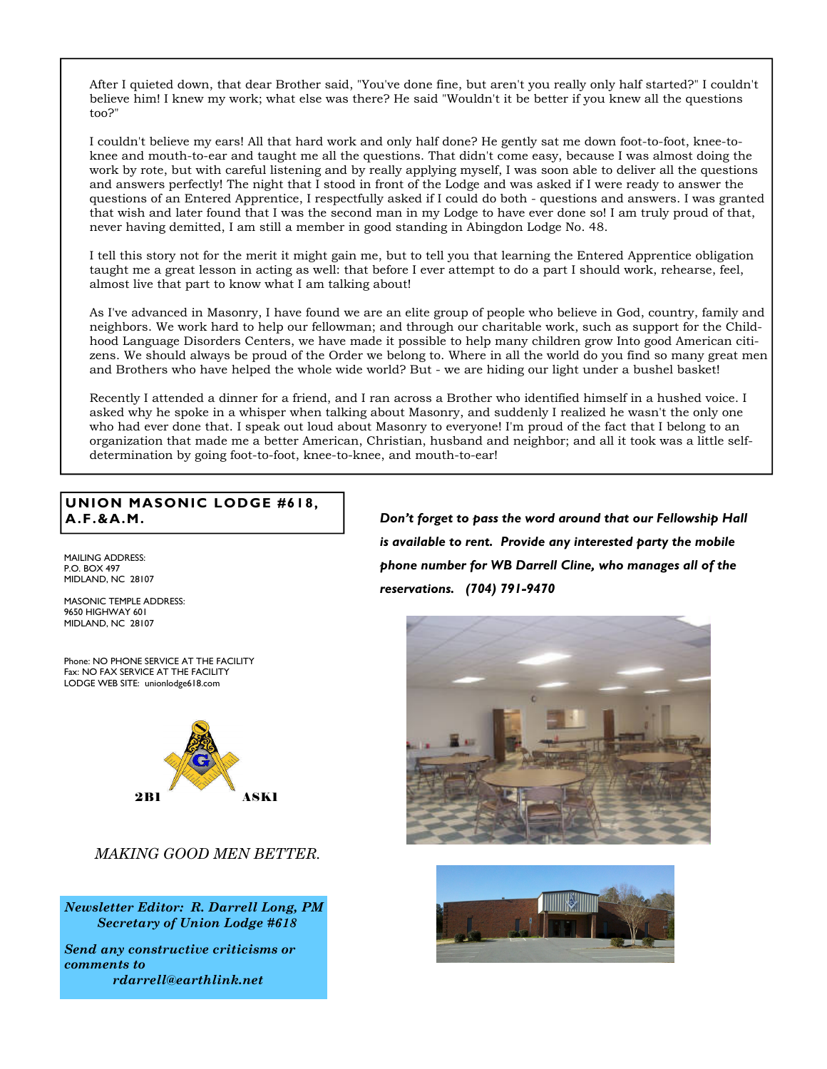After I quieted down, that dear Brother said, "You've done fine, but aren't you really only half started?" I couldn't believe him! I knew my work; what else was there? He said "Wouldn't it be better if you knew all the questions too?"

I couldn't believe my ears! All that hard work and only half done? He gently sat me down foot-to-foot, knee-to-knee and mouth-to-ear and taught me all the questions. That didn't come easy, because I was almost doing the work by rote, but with careful listening and by really applying myself, I was soon able to deliver all the questions and answers perfectly! The night that I stood in front of the Lodge and was asked if I were ready to answer the questions of an Entered Apprentice, I respectfully asked if I could do both - questions and answers. I was granted that wish and later found that I was the second man in my Lodge to have ever done so! I am truly proud of that, never having demitted, I am still a member in good standing in Abingdon Lodge No. 48.

I tell this story not for the merit it might gain me, but to tell you that learning the Entered Apprentice obligation taught me a great lesson in acting as well: that before I ever attempt to do a part I should work, rehearse, feel, almost live that part to know what I am talking about!

As I've advanced in Masonry, I have found we are an elite group of people who believe in God, country, family and neighbors. We work hard to help our fellowman; and through our charitable work, such as support for the Childhood Language Disorders Centers, we have made it possible to help many children grow Into good American citizens. We should always be proud of the Order we belong to. Where in all the world do you find so many great men and Brothers who have helped the whole wide world? But - we are hiding our light under a bushel basket!

Recently I attended a dinner for a friend, and I ran across a Brother who identified himself in a hushed voice. I asked why he spoke in a whisper when talking about Masonry, and suddenly I realized he wasn't the only one who had ever done that. I speak out loud about Masonry to everyone! I'm proud of the fact that I belong to an organization that made me a better American, Christian, husband and neighbor; and all it took was a little self-determination by going foot-to-foot, knee-to-knee, and mouth-to-ear!

## UNION MASONIC LODGE #618, A.F.&A.M.

MAILING ADDRESS:
P.O. BOX 497
MIDLAND, NC 28107

MASONIC TEMPLE ADDRESS:
9650 HIGHWAY 601
MIDLAND, NC 28107

Phone: NO PHONE SERVICE AT THE FACILITY
Fax: NO FAX SERVICE AT THE FACILITY
LODGE WEB SITE: unionlodge618.com

2B1 ASK1

*MAKING GOOD MEN BETTER.*

***Newsletter Editor: R. Darrell Long, PM***
***Secretary of Union Lodge #618***

***Send any constructive criticisms or comments to***
***rdarrell@earthlink.net***

***Don't forget to pass the word around that our Fellowship Hall is available to rent. Provide any interested party the mobile phone number for WB Darrell Cline, who manages all of the reservations. (704) 791-9470***